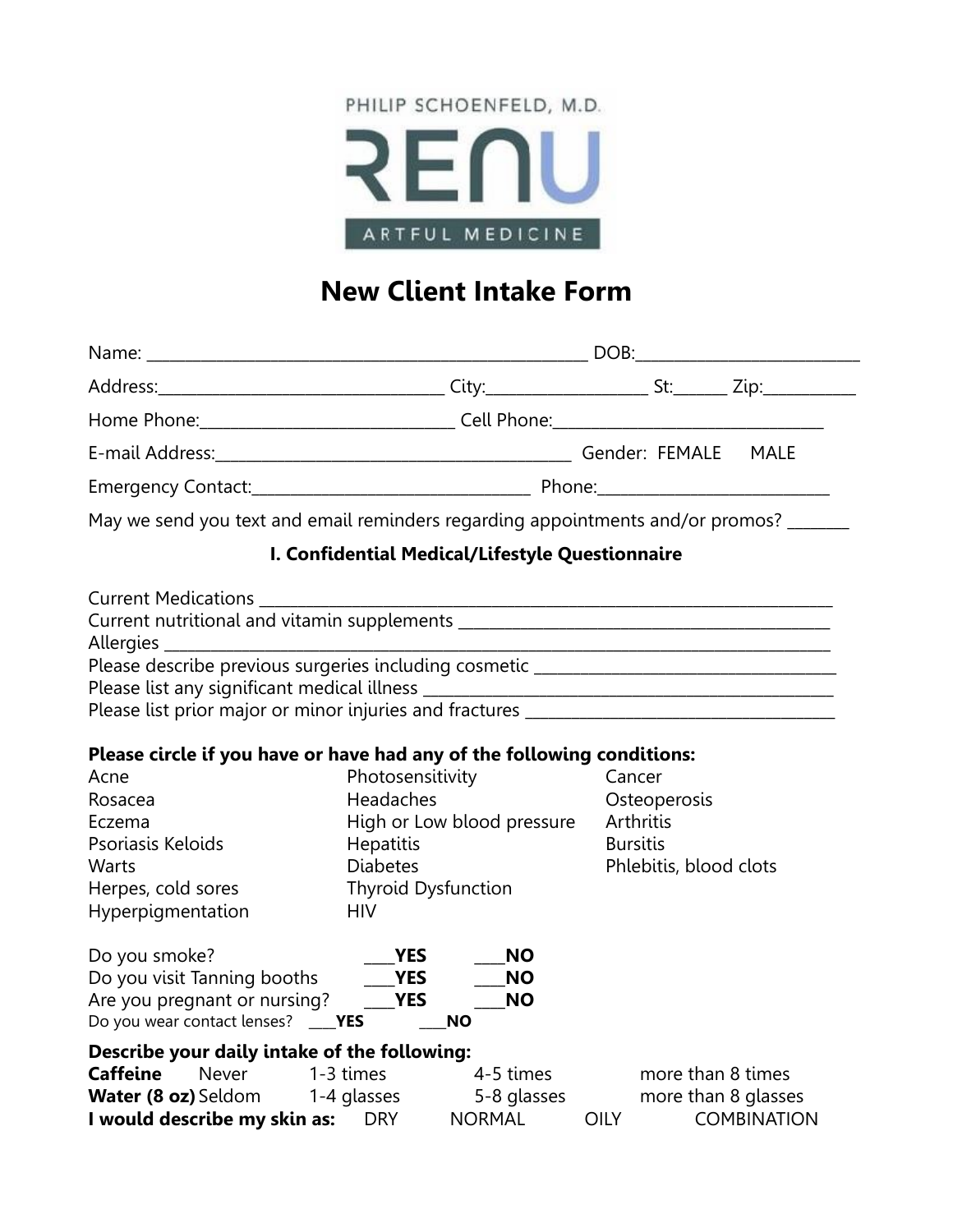PHILIP SCHOENFELD, M.D.

RENU

ARTFUL MEDICINE

# New Client Intake Form

Name: ______________________________________________________ DOB:___________________________

Address:__________________________________ City:__________________ St:______ Zip:___________

Home Phone:______________________________ Cell Phone:________________________________

E-mail Address:__________________________________________ Gender: FEMALE MALE

Emergency Contact:________________________________ Phone:___________________________

May we send you text and email reminders regarding appointments and/or promos? _______

## I. Confidential Medical/Lifestyle Questionnaire

Current Medications ______________________________________________________________________

Current nutritional and vitamin supplements _____________________________________________

Allergies ________________________________________________________________________________

Please describe previous surgeries including cosmetic ___________________________________

Please list any significant medical illness _______________________________________________

Please list prior major or minor injuries and fractures ____________________________________

**Please circle if you have or have had any of the following conditions:**

| | | |
|---|---|---|
| Acne | Photosensitivity | Cancer |
| Rosacea | Headaches | Osteoperosis |
| Eczema | High or Low blood pressure | Arthritis |
| Psoriasis Keloids | Hepatitis | Bursitis |
| Warts | Diabetes | Phlebitis, blood clots |
| Herpes, cold sores | Thyroid Dysfunction | |
| Hyperpigmentation | HIV | |

Do you smoke? ____**YES** ____**NO**

Do you visit Tanning booths ____**YES** ____**NO**

Are you pregnant or nursing? ____**YES** ____**NO**

Do you wear contact lenses? ____**YES** ____**NO**

**Describe your daily intake of the following:**

**Caffeine** Never 1-3 times 4-5 times more than 8 times

**Water (8 oz)** Seldom 1-4 glasses 5-8 glasses more than 8 glasses

**I would describe my skin as:** DRY NORMAL OILY COMBINATION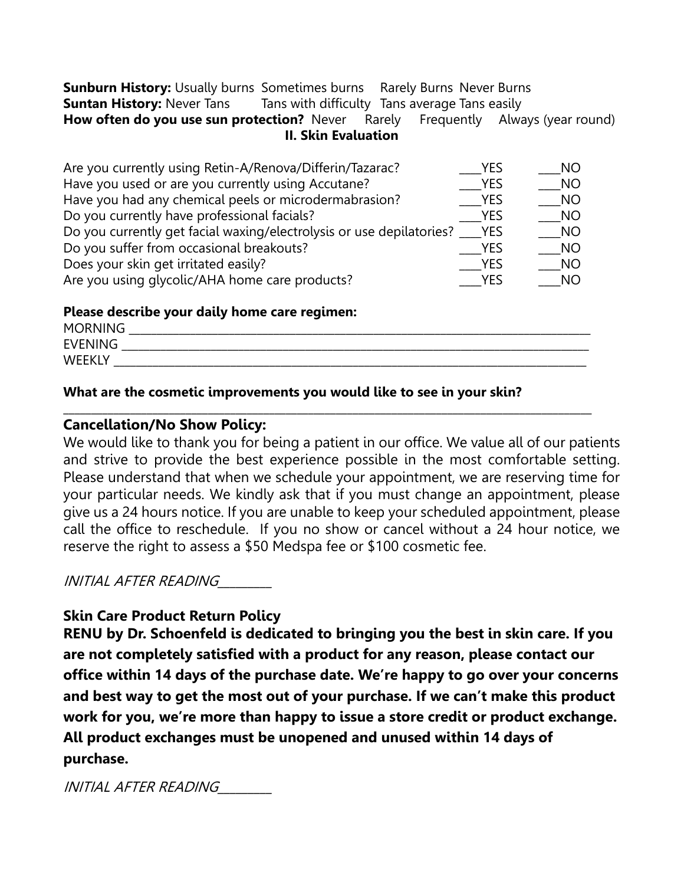**Sunburn History:** Usually burns Sometimes burns Rarely Burns Never Burns
**Suntan History:** Never Tans Tans with difficulty Tans average Tans easily
**How often do you use sun protection?** Never Rarely Frequently Always (year round)

## II. Skin Evaluation

| | | |
|---|---|---|
| Are you currently using Retin-A/Renova/Differin/Tazarac? | ____YES | ____NO |
| Have you used or are you currently using Accutane? | ____YES | ____NO |
| Have you had any chemical peels or microdermabrasion? | ____YES | ____NO |
| Do you currently have professional facials? | ____YES | ____NO |
| Do you currently get facial waxing/electrolysis or use depilatories? | ____YES | ____NO |
| Do you suffer from occasional breakouts? | ____YES | ____NO |
| Does your skin get irritated easily? | ____YES | ____NO |
| Are you using glycolic/AHA home care products? | ____YES | ____NO |

**Please describe your daily home care regimen:**

MORNING ______________________________________________________________________________

EVENING ______________________________________________________________________________

WEEKLY _______________________________________________________________________________

**What are the cosmetic improvements you would like to see in your skin?**

_______________________________________________________________________________________

### Cancellation/No Show Policy:

We would like to thank you for being a patient in our office. We value all of our patients and strive to provide the best experience possible in the most comfortable setting. Please understand that when we schedule your appointment, we are reserving time for your particular needs. We kindly ask that if you must change an appointment, please give us a 24 hours notice. If you are unable to keep your scheduled appointment, please call the office to reschedule. If you no show or cancel without a 24 hour notice, we reserve the right to assess a $50 Medspa fee or $100 cosmetic fee.

*INITIAL AFTER READING________*

### Skin Care Product Return Policy

**RENU by Dr. Schoenfeld is dedicated to bringing you the best in skin care. If you are not completely satisfied with a product for any reason, please contact our office within 14 days of the purchase date. We're happy to go over your concerns and best way to get the most out of your purchase. If we can't make this product work for you, we're more than happy to issue a store credit or product exchange. All product exchanges must be unopened and unused within 14 days of purchase.**

*INITIAL AFTER READING________*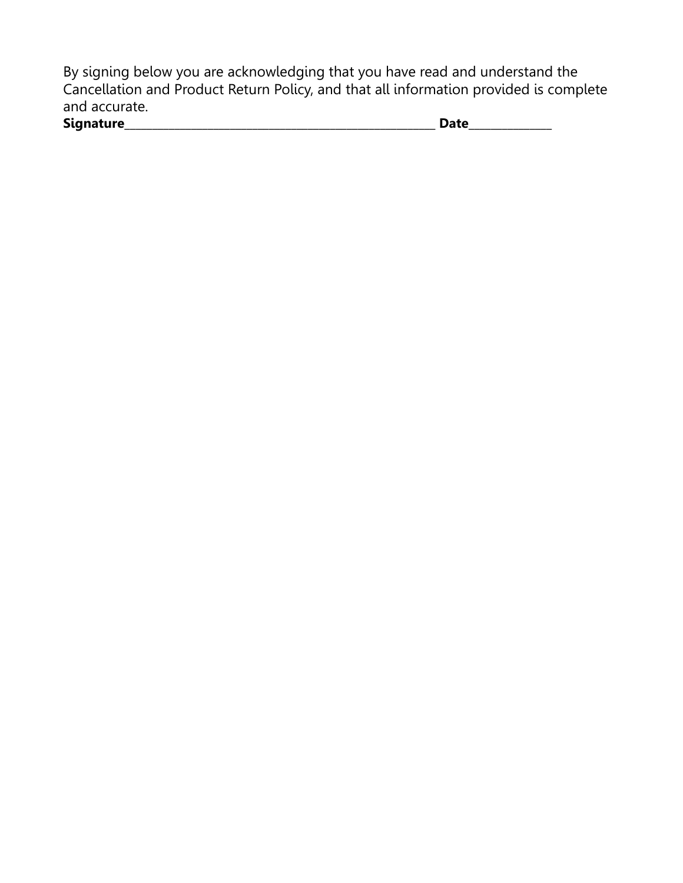By signing below you are acknowledging that you have read and understand the Cancellation and Product Return Policy, and that all information provided is complete and accurate.

**Signature**_______________________________________________________ **Date**______________